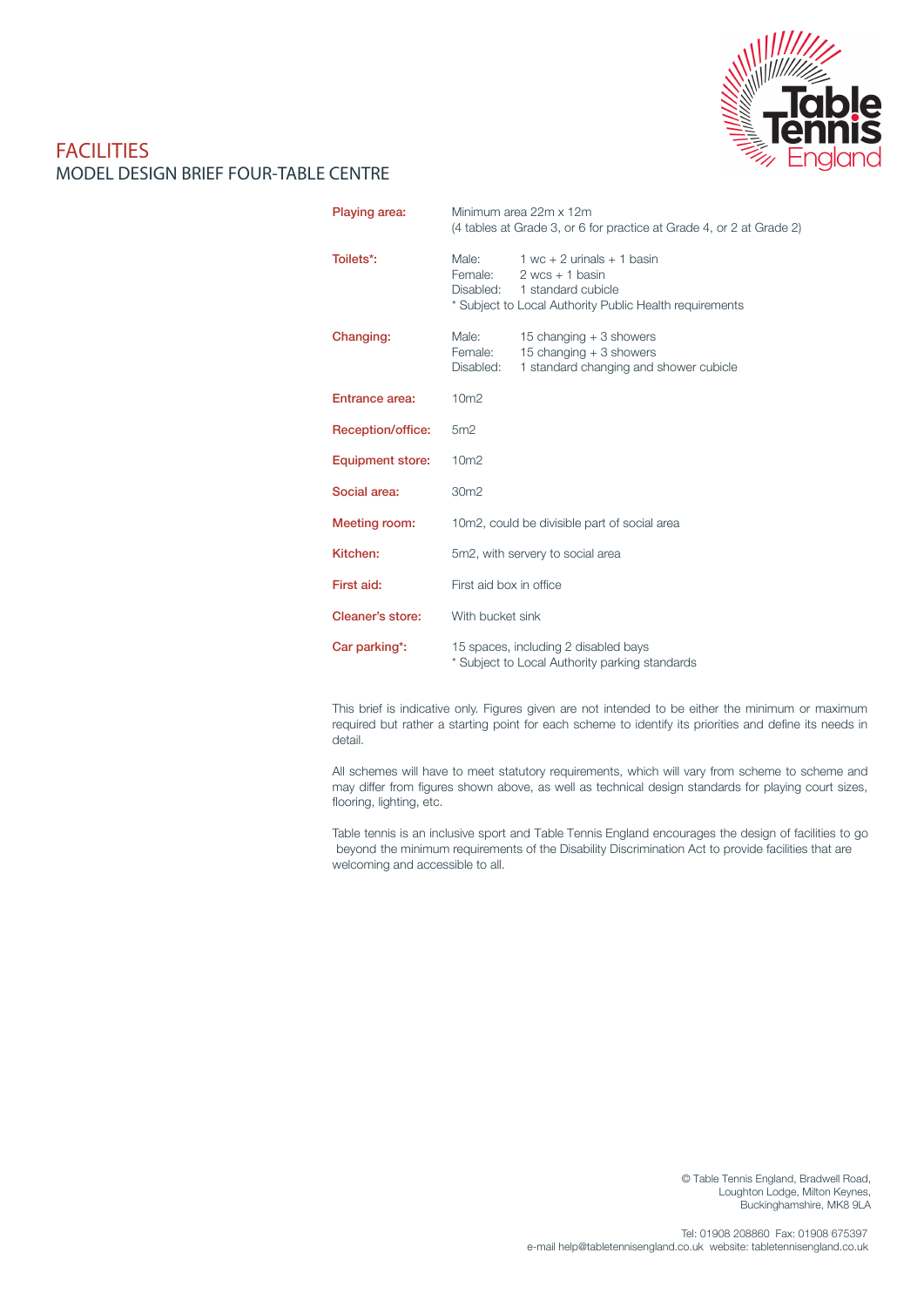# FACILITIES

## MODEL DESIGN BRIEF FOUR-TABLE CENTRE

**Playing area:** Minimum area 22m x 12m
(4 tables at Grade 3, or 6 for practice at Grade 4, or 2 at Grade 2)

**Toilets*:**
Male: 1 wc + 2 urinals + 1 basin
Female: 2 wcs + 1 basin
Disabled: 1 standard cubicle
* Subject to Local Authority Public Health requirements

**Changing:**
Male: 15 changing + 3 showers
Female: 15 changing + 3 showers
Disabled: 1 standard changing and shower cubicle

**Entrance area:** 10m2

**Reception/office:** 5m2

**Equipment store:** 10m2

**Social area:** 30m2

**Meeting room:** 10m2, could be divisible part of social area

**Kitchen:** 5m2, with servery to social area

**First aid:** First aid box in office

**Cleaner's store:** With bucket sink

**Car parking*:** 15 spaces, including 2 disabled bays
* Subject to Local Authority parking standards

This brief is indicative only. Figures given are not intended to be either the minimum or maximum required but rather a starting point for each scheme to identify its priorities and define its needs in detail.

All schemes will have to meet statutory requirements, which will vary from scheme to scheme and may differ from figures shown above, as well as technical design standards for playing court sizes, flooring, lighting, etc.

Table tennis is an inclusive sport and Table Tennis England encourages the design of facilities to go beyond the minimum requirements of the Disability Discrimination Act to provide facilities that are welcoming and accessible to all.

© Table Tennis England, Bradwell Road,
Loughton Lodge, Milton Keynes,
Buckinghamshire, MK8 9LA

Tel: 01908 208860 Fax: 01908 675397
e-mail help@tabletennisengland.co.uk website: tabletennisengland.co.uk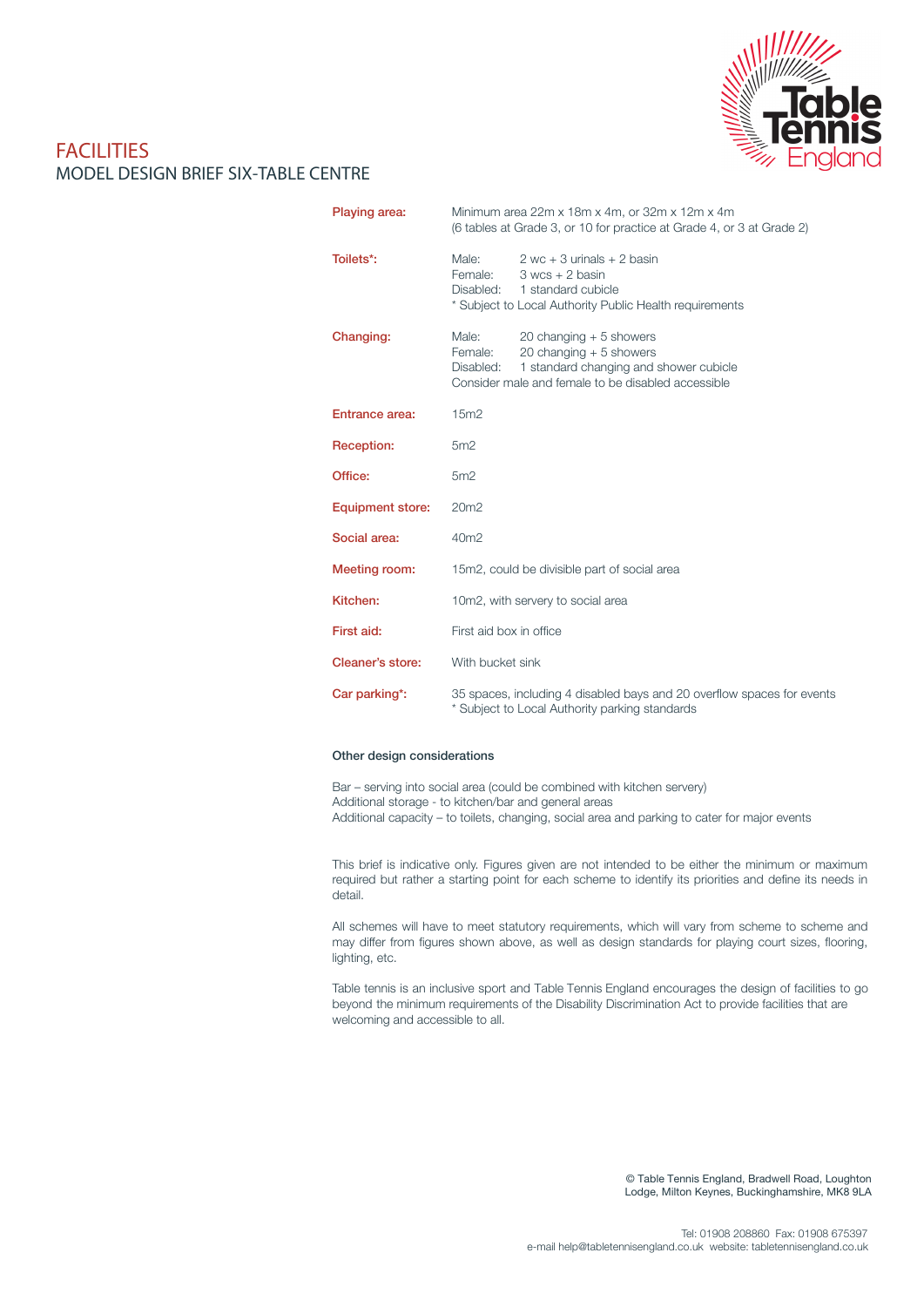# FACILITIES

## MODEL DESIGN BRIEF SIX-TABLE CENTRE

**Playing area:** Minimum area 22m x 18m x 4m, or 32m x 12m x 4m
(6 tables at Grade 3, or 10 for practice at Grade 4, or 3 at Grade 2)

**Toilets*:**
Male: 2 wc + 3 urinals + 2 basin
Female: 3 wcs + 2 basin
Disabled: 1 standard cubicle
* Subject to Local Authority Public Health requirements

**Changing:**
Male: 20 changing + 5 showers
Female: 20 changing + 5 showers
Disabled: 1 standard changing and shower cubicle
Consider male and female to be disabled accessible

**Entrance area:** 15m2

**Reception:** 5m2

**Office:** 5m2

**Equipment store:** 20m2

**Social area:** 40m2

**Meeting room:** 15m2, could be divisible part of social area

**Kitchen:** 10m2, with servery to social area

**First aid:** First aid box in office

**Cleaner's store:** With bucket sink

**Car parking*:** 35 spaces, including 4 disabled bays and 20 overflow spaces for events
* Subject to Local Authority parking standards

### Other design considerations

Bar – serving into social area (could be combined with kitchen servery)
Additional storage - to kitchen/bar and general areas
Additional capacity – to toilets, changing, social area and parking to cater for major events

This brief is indicative only. Figures given are not intended to be either the minimum or maximum required but rather a starting point for each scheme to identify its priorities and define its needs in detail.

All schemes will have to meet statutory requirements, which will vary from scheme to scheme and may differ from figures shown above, as well as design standards for playing court sizes, flooring, lighting, etc.

Table tennis is an inclusive sport and Table Tennis England encourages the design of facilities to go beyond the minimum requirements of the Disability Discrimination Act to provide facilities that are welcoming and accessible to all.

© Table Tennis England, Bradwell Road, Loughton Lodge, Milton Keynes, Buckinghamshire, MK8 9LA

Tel: 01908 208860 Fax: 01908 675397
e-mail help@tabletennisengland.co.uk website: tabletennisengland.co.uk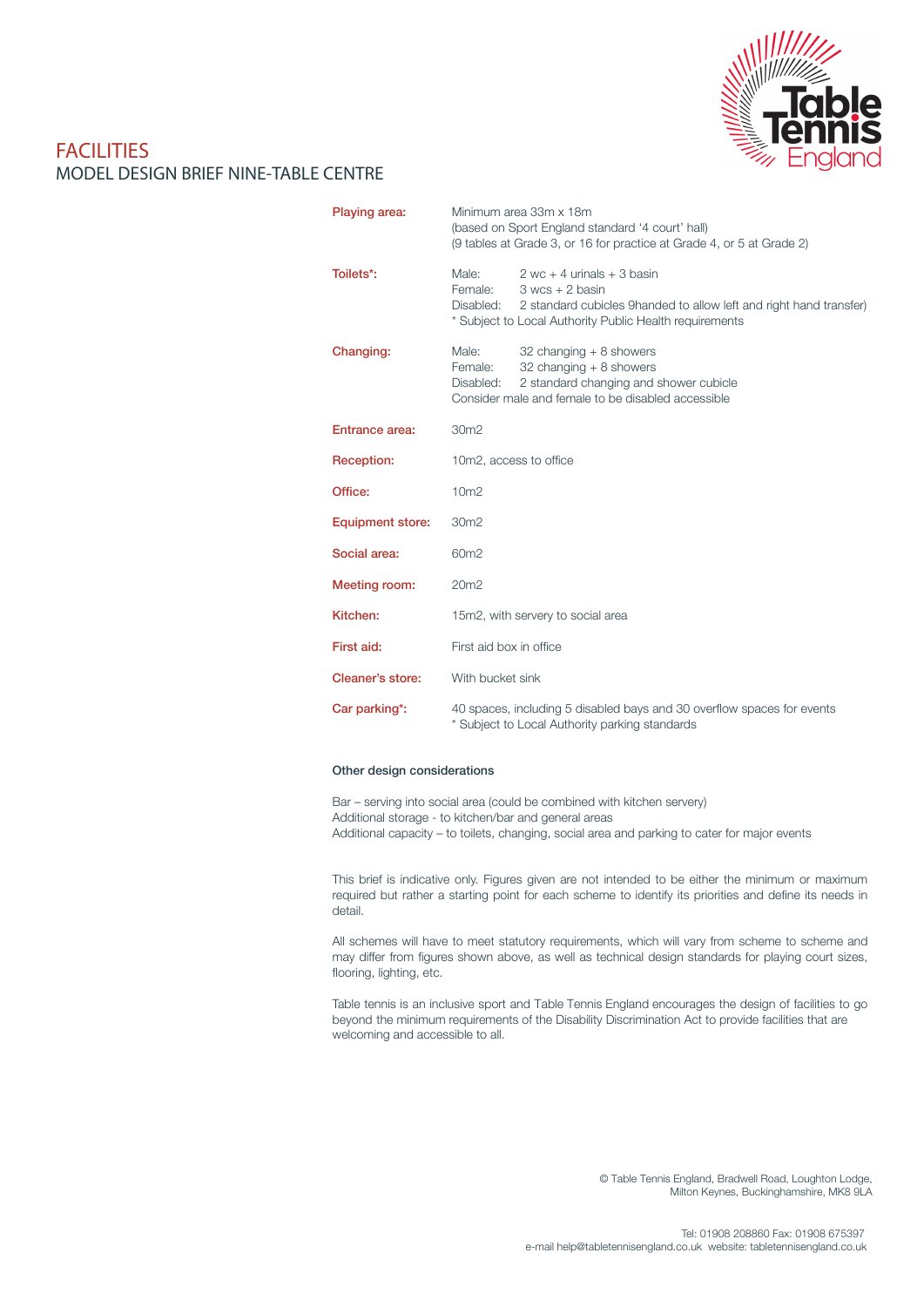# FACILITIES

## MODEL DESIGN BRIEF NINE-TABLE CENTRE

| | |
|---|---|
| **Playing area:** | Minimum area 33m x 18m<br>(based on Sport England standard '4 court' hall)<br>(9 tables at Grade 3, or 16 for practice at Grade 4, or 5 at Grade 2) |
| **Toilets*:** | Male: 2 wc + 4 urinals + 3 basin<br>Female: 3 wcs + 2 basin<br>Disabled: 2 standard cubicles 9handed to allow left and right hand transfer)<br>* Subject to Local Authority Public Health requirements |
| **Changing:** | Male: 32 changing + 8 showers<br>Female: 32 changing + 8 showers<br>Disabled: 2 standard changing and shower cubicle<br>Consider male and female to be disabled accessible |
| **Entrance area:** | 30m2 |
| **Reception:** | 10m2, access to office |
| **Office:** | 10m2 |
| **Equipment store:** | 30m2 |
| **Social area:** | 60m2 |
| **Meeting room:** | 20m2 |
| **Kitchen:** | 15m2, with servery to social area |
| **First aid:** | First aid box in office |
| **Cleaner's store:** | With bucket sink |
| **Car parking*:** | 40 spaces, including 5 disabled bays and 30 overflow spaces for events<br>* Subject to Local Authority parking standards |

### Other design considerations

Bar – serving into social area (could be combined with kitchen servery)
Additional storage - to kitchen/bar and general areas
Additional capacity – to toilets, changing, social area and parking to cater for major events

This brief is indicative only. Figures given are not intended to be either the minimum or maximum required but rather a starting point for each scheme to identify its priorities and define its needs in detail.

All schemes will have to meet statutory requirements, which will vary from scheme to scheme and may differ from figures shown above, as well as technical design standards for playing court sizes, flooring, lighting, etc.

Table tennis is an inclusive sport and Table Tennis England encourages the design of facilities to go beyond the minimum requirements of the Disability Discrimination Act to provide facilities that are welcoming and accessible to all.

© Table Tennis England, Bradwell Road, Loughton Lodge, Milton Keynes, Buckinghamshire, MK8 9LA

Tel: 01908 208860 Fax: 01908 675397
e-mail help@tabletennisengland.co.uk website: tabletennisengland.co.uk